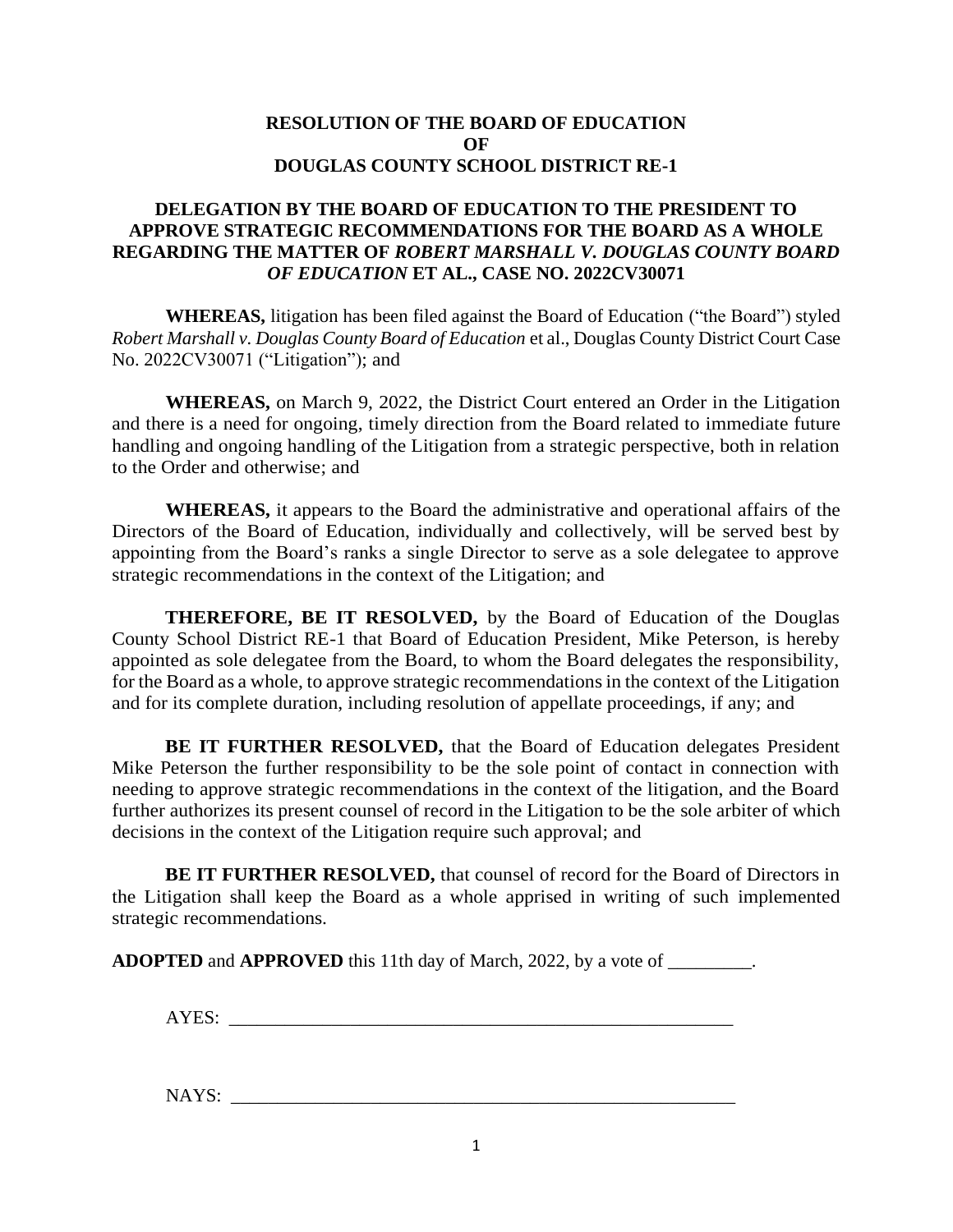# RESOLUTION OF THE BOARD OF EDUCATION
# OF
# DOUGLAS COUNTY SCHOOL DISTRICT RE-1

## DELEGATION BY THE BOARD OF EDUCATION TO THE PRESIDENT TO APPROVE STRATEGIC RECOMMENDATIONS FOR THE BOARD AS A WHOLE REGARDING THE MATTER OF *ROBERT MARSHALL V. DOUGLAS COUNTY BOARD OF EDUCATION* ET AL., CASE NO. 2022CV30071

**WHEREAS,** litigation has been filed against the Board of Education ("the Board") styled *Robert Marshall v. Douglas County Board of Education* et al., Douglas County District Court Case No. 2022CV30071 ("Litigation"); and

**WHEREAS,** on March 9, 2022, the District Court entered an Order in the Litigation and there is a need for ongoing, timely direction from the Board related to immediate future handling and ongoing handling of the Litigation from a strategic perspective, both in relation to the Order and otherwise; and

**WHEREAS,** it appears to the Board the administrative and operational affairs of the Directors of the Board of Education, individually and collectively, will be served best by appointing from the Board's ranks a single Director to serve as a sole delegatee to approve strategic recommendations in the context of the Litigation; and

**THEREFORE, BE IT RESOLVED,** by the Board of Education of the Douglas County School District RE-1 that Board of Education President, Mike Peterson, is hereby appointed as sole delegatee from the Board, to whom the Board delegates the responsibility, for the Board as a whole, to approve strategic recommendations in the context of the Litigation and for its complete duration, including resolution of appellate proceedings, if any; and

**BE IT FURTHER RESOLVED,** that the Board of Education delegates President Mike Peterson the further responsibility to be the sole point of contact in connection with needing to approve strategic recommendations in the context of the litigation, and the Board further authorizes its present counsel of record in the Litigation to be the sole arbiter of which decisions in the context of the Litigation require such approval; and

**BE IT FURTHER RESOLVED,** that counsel of record for the Board of Directors in the Litigation shall keep the Board as a whole apprised in writing of such implemented strategic recommendations.

**ADOPTED** and **APPROVED** this 11th day of March, 2022, by a vote of _________.

AYES: _______________________________________________________

NAYS: _______________________________________________________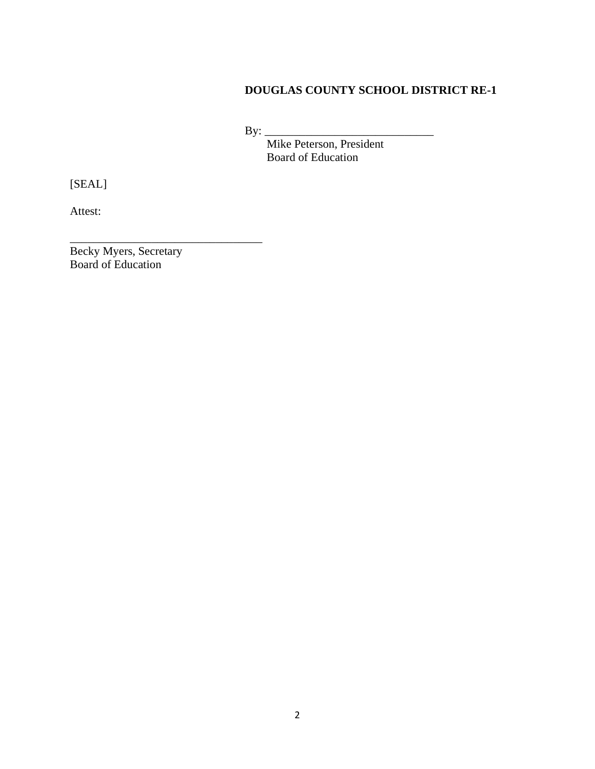**DOUGLAS COUNTY SCHOOL DISTRICT RE-1**

By: ____________________________
Mike Peterson, President
Board of Education

[SEAL]

Attest:

________________________________
Becky Myers, Secretary
Board of Education